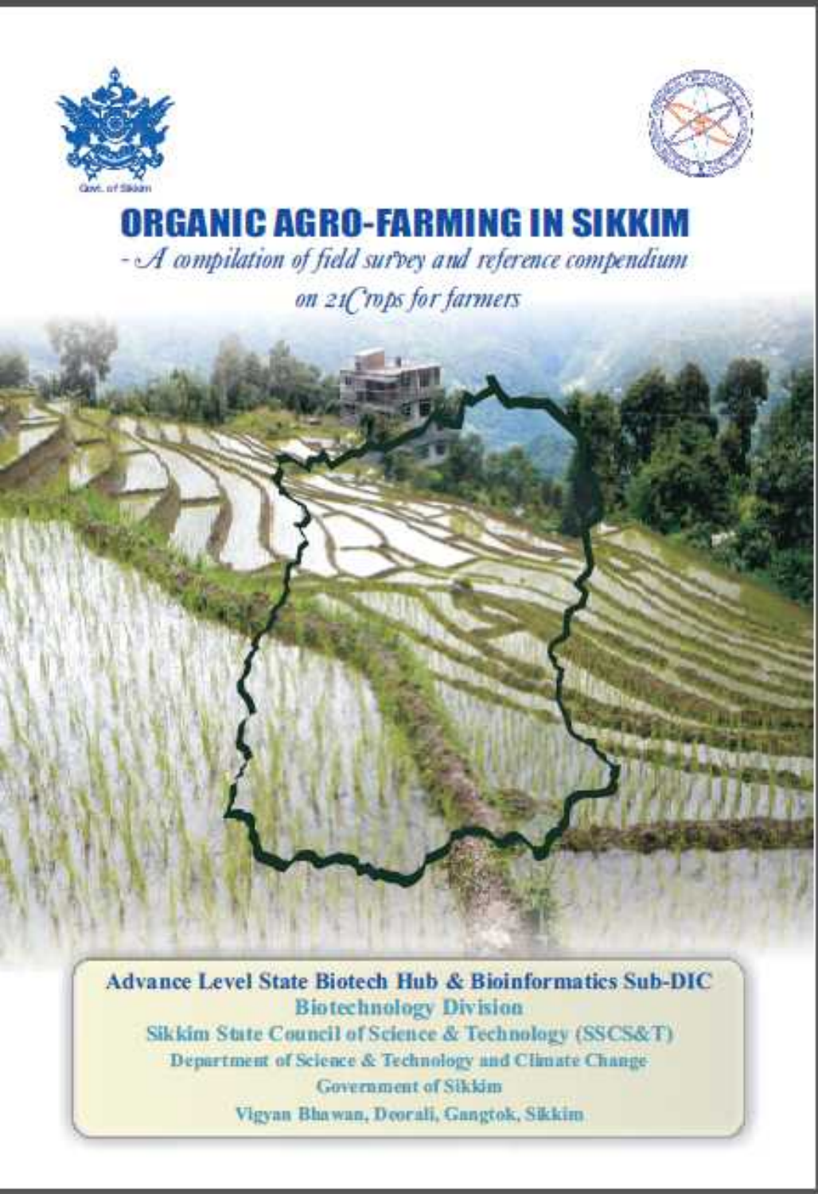Govt. of Sikkim

# ORGANIC AGRO-FARMING IN SIKKIM

*- A compilation of field survey and reference compendium on 21Crops for farmers*

**Advance Level State Biotech Hub & Bioinformatics Sub-DIC**

**Biotechnology Division**

**Sikkim State Council of Science & Technology (SSCS&T)**

**Department of Science & Technology and Climate Change**

**Government of Sikkim**

**Vigyan Bhawan, Deorali, Gangtok, Sikkim**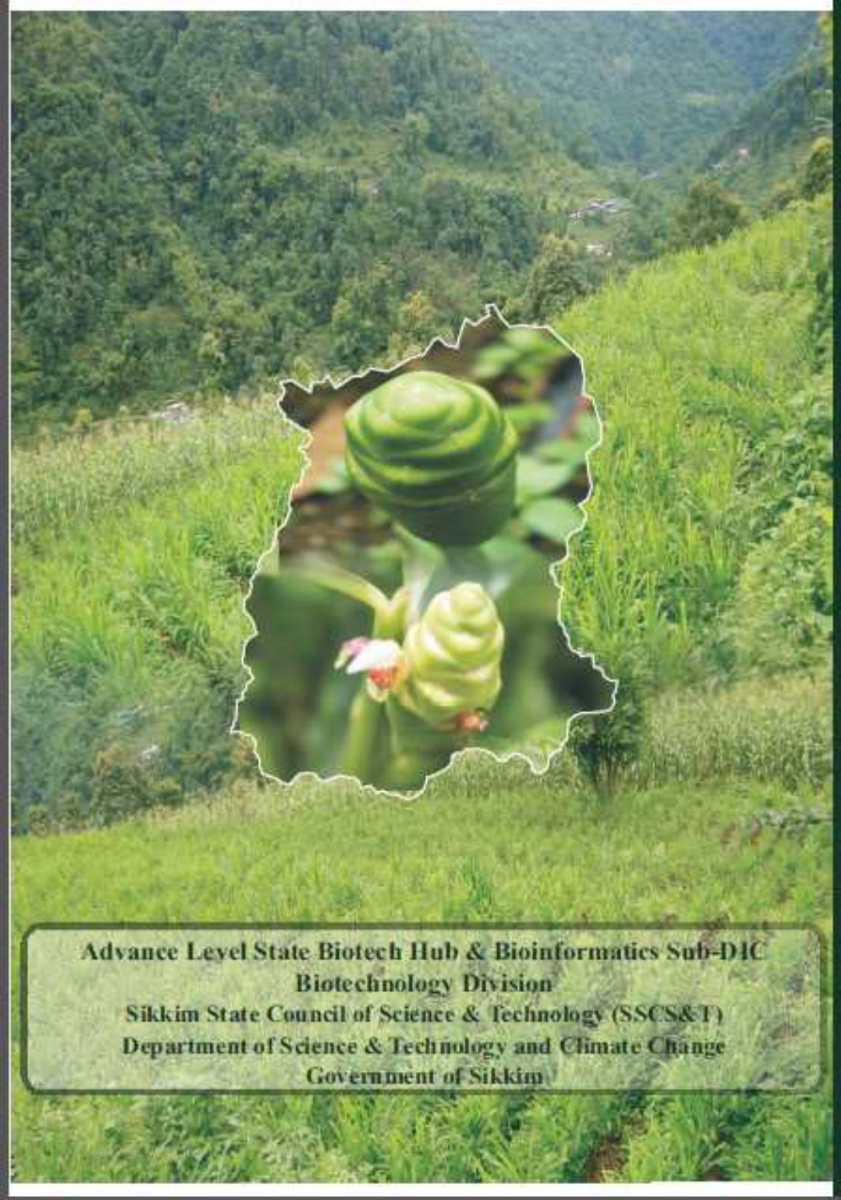Advance Level State Biotech Hub & Bioinformatics Sub-DIC

Biotechnology Division

Sikkim State Council of Science & Technology (SSCS&T)

Department of Science & Technology and Climate Change

Government of Sikkim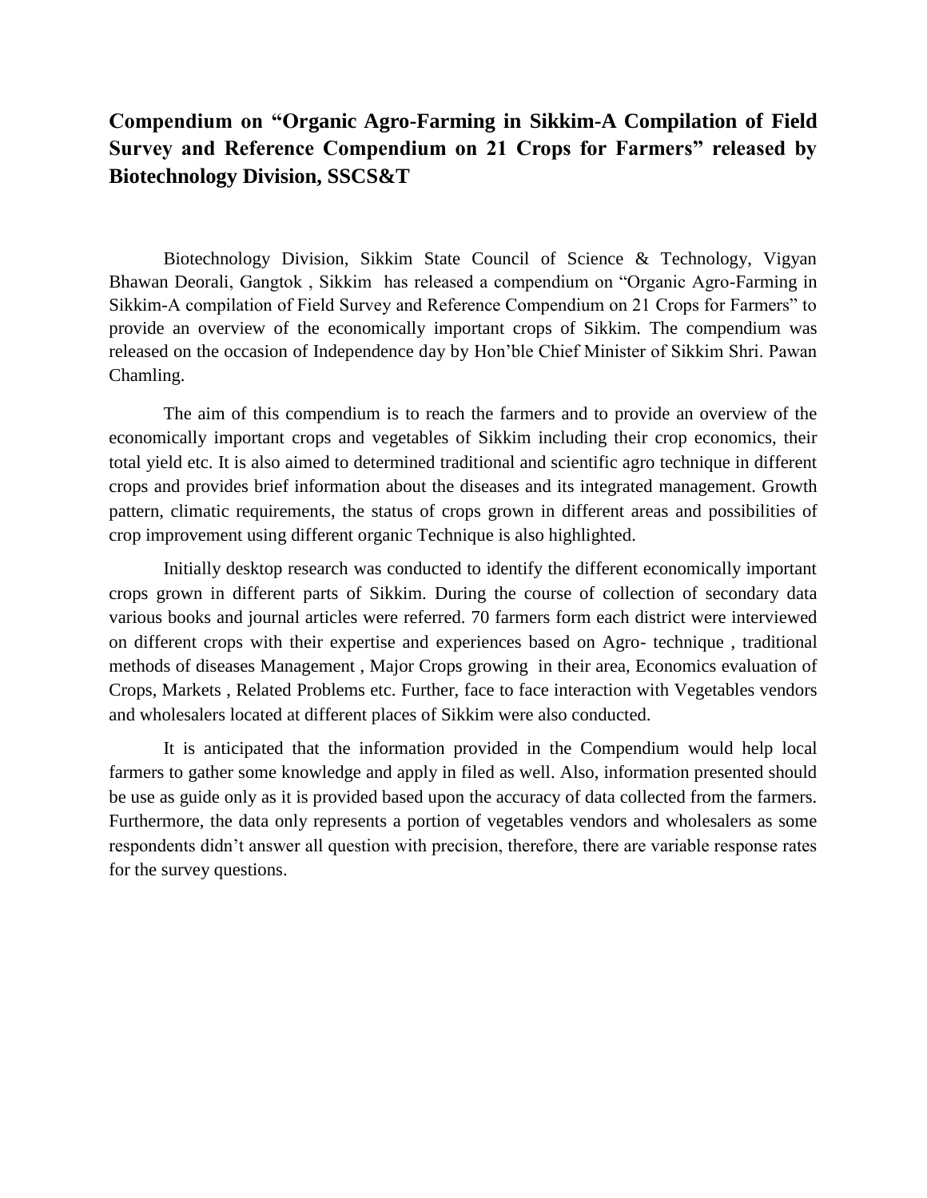## Compendium on "Organic Agro-Farming in Sikkim-A Compilation of Field Survey and Reference Compendium on 21 Crops for Farmers" released by Biotechnology Division, SSCS&T

Biotechnology Division, Sikkim State Council of Science & Technology, Vigyan Bhawan Deorali, Gangtok , Sikkim has released a compendium on "Organic Agro-Farming in Sikkim-A compilation of Field Survey and Reference Compendium on 21 Crops for Farmers" to provide an overview of the economically important crops of Sikkim. The compendium was released on the occasion of Independence day by Hon'ble Chief Minister of Sikkim Shri. Pawan Chamling.

The aim of this compendium is to reach the farmers and to provide an overview of the economically important crops and vegetables of Sikkim including their crop economics, their total yield etc. It is also aimed to determined traditional and scientific agro technique in different crops and provides brief information about the diseases and its integrated management. Growth pattern, climatic requirements, the status of crops grown in different areas and possibilities of crop improvement using different organic Technique is also highlighted.

Initially desktop research was conducted to identify the different economically important crops grown in different parts of Sikkim. During the course of collection of secondary data various books and journal articles were referred. 70 farmers form each district were interviewed on different crops with their expertise and experiences based on Agro- technique , traditional methods of diseases Management , Major Crops growing in their area, Economics evaluation of Crops, Markets , Related Problems etc. Further, face to face interaction with Vegetables vendors and wholesalers located at different places of Sikkim were also conducted.

It is anticipated that the information provided in the Compendium would help local farmers to gather some knowledge and apply in filed as well. Also, information presented should be use as guide only as it is provided based upon the accuracy of data collected from the farmers. Furthermore, the data only represents a portion of vegetables vendors and wholesalers as some respondents didn't answer all question with precision, therefore, there are variable response rates for the survey questions.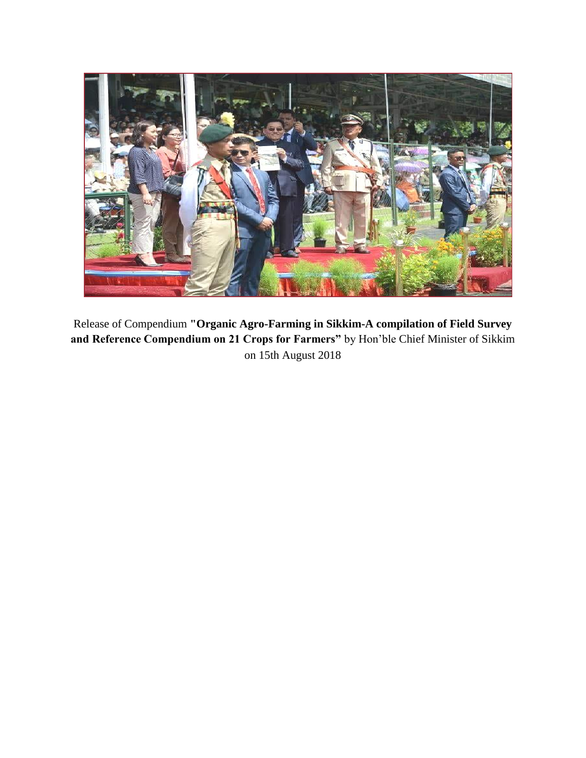Release of Compendium **"Organic Agro-Farming in Sikkim-A compilation of Field Survey and Reference Compendium on 21 Crops for Farmers"** by Hon'ble Chief Minister of Sikkim on 15th August 2018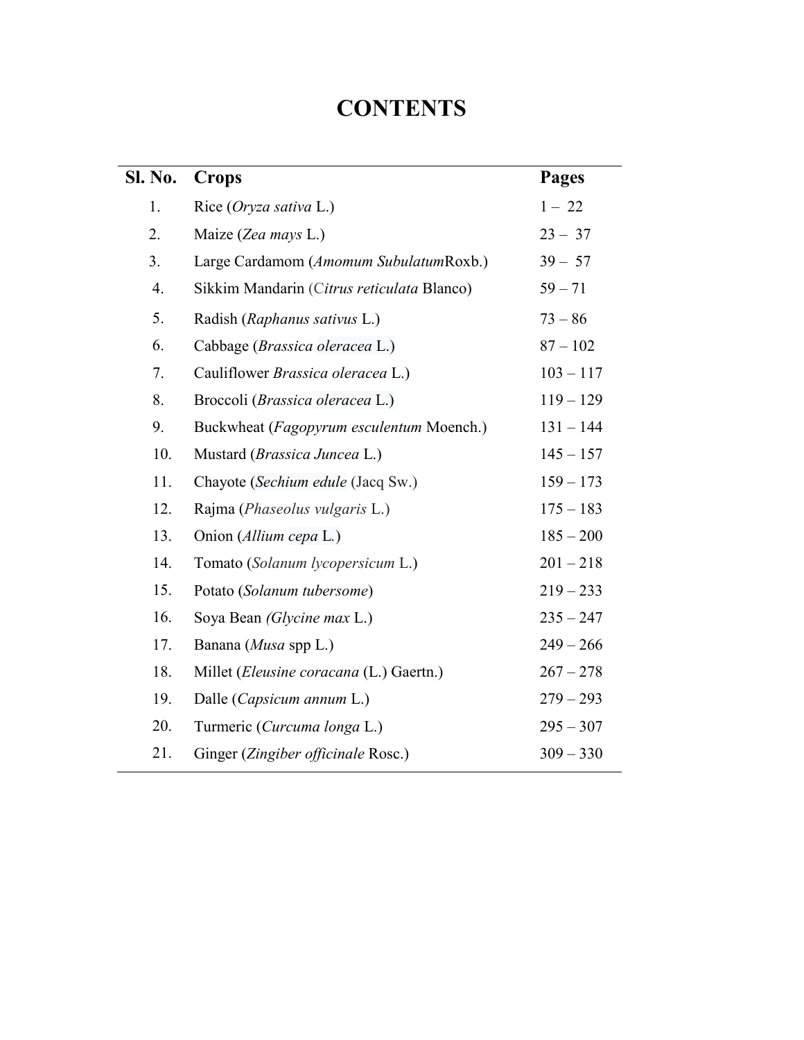# CONTENTS

| Sl. No. | Crops | Pages |
|---|---|---|
| 1. | Rice (*Oryza sativa* L.) | 1 – 22 |
| 2. | Maize (*Zea mays* L.) | 23 – 37 |
| 3. | Large Cardamom (*Amomum Subulatum*Roxb.) | 39 – 57 |
| 4. | Sikkim Mandarin (C*itrus reticulata* Blanco) | 59 – 71 |
| 5. | Radish (*Raphanus sativus* L.) | 73 – 86 |
| 6. | Cabbage (*Brassica oleracea* L.) | 87 – 102 |
| 7. | Cauliflower *Brassica oleracea* L.) | 103 – 117 |
| 8. | Broccoli (*Brassica oleracea* L.) | 119 – 129 |
| 9. | Buckwheat (*Fagopyrum esculentum* Moench.) | 131 – 144 |
| 10. | Mustard (*Brassica Juncea* L.) | 145 – 157 |
| 11. | Chayote (*Sechium edule* (Jacq Sw.) | 159 – 173 |
| 12. | Rajma (*Phaseolus vulgaris* L.) | 175 – 183 |
| 13. | Onion (*Allium cepa* L.) | 185 – 200 |
| 14. | Tomato (*Solanum lycopersicum* L.) | 201 – 218 |
| 15. | Potato (*Solanum tubersome*) | 219 – 233 |
| 16. | Soya Bean *(Glycine max* L.) | 235 – 247 |
| 17. | Banana (*Musa* spp L.) | 249 – 266 |
| 18. | Millet (*Eleusine coracana* (L.) Gaertn.) | 267 – 278 |
| 19. | Dalle (*Capsicum annum* L.) | 279 – 293 |
| 20. | Turmeric (*Curcuma longa* L.) | 295 – 307 |
| 21. | Ginger (*Zingiber officinale* Rosc.) | 309 – 330 |